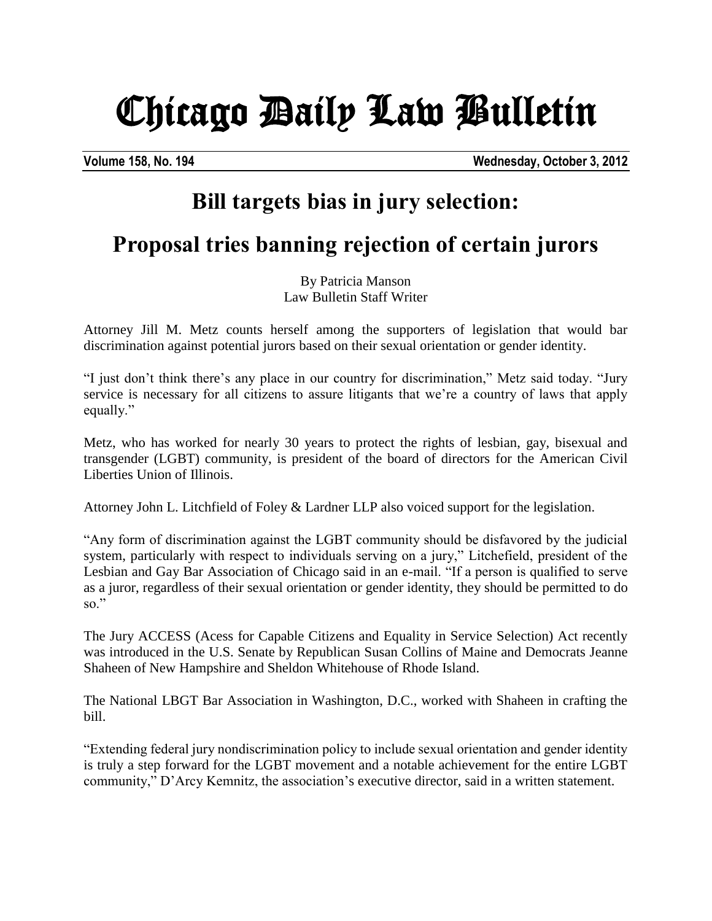# Chicago Daily Law Bulletin

**Volume 158, No. 194** **Wednesday, October 3, 2012**

## Bill targets bias in jury selection:

## Proposal tries banning rejection of certain jurors

By Patricia Manson
Law Bulletin Staff Writer

Attorney Jill M. Metz counts herself among the supporters of legislation that would bar discrimination against potential jurors based on their sexual orientation or gender identity.

"I just don't think there's any place in our country for discrimination," Metz said today. "Jury service is necessary for all citizens to assure litigants that we're a country of laws that apply equally."

Metz, who has worked for nearly 30 years to protect the rights of lesbian, gay, bisexual and transgender (LGBT) community, is president of the board of directors for the American Civil Liberties Union of Illinois.

Attorney John L. Litchfield of Foley & Lardner LLP also voiced support for the legislation.

"Any form of discrimination against the LGBT community should be disfavored by the judicial system, particularly with respect to individuals serving on a jury," Litchefield, president of the Lesbian and Gay Bar Association of Chicago said in an e-mail. "If a person is qualified to serve as a juror, regardless of their sexual orientation or gender identity, they should be permitted to do so."

The Jury ACCESS (Acess for Capable Citizens and Equality in Service Selection) Act recently was introduced in the U.S. Senate by Republican Susan Collins of Maine and Democrats Jeanne Shaheen of New Hampshire and Sheldon Whitehouse of Rhode Island.

The National LBGT Bar Association in Washington, D.C., worked with Shaheen in crafting the bill.

"Extending federal jury nondiscrimination policy to include sexual orientation and gender identity is truly a step forward for the LGBT movement and a notable achievement for the entire LGBT community," D'Arcy Kemnitz, the association's executive director, said in a written statement.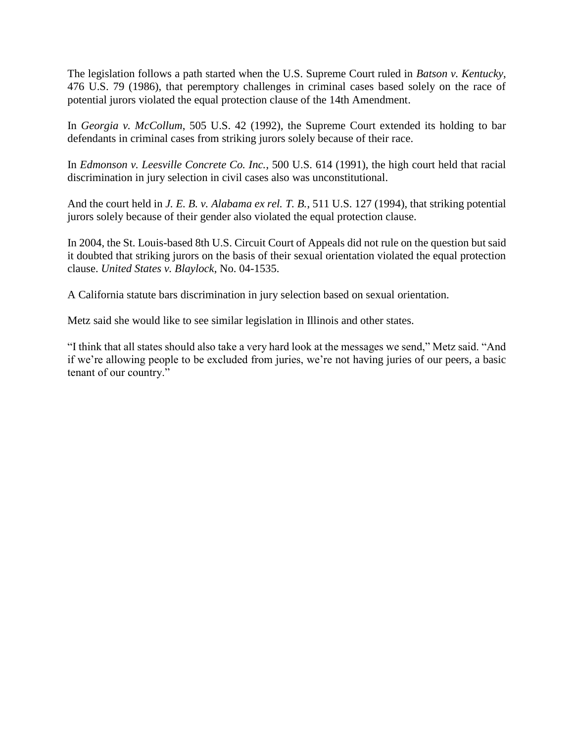The legislation follows a path started when the U.S. Supreme Court ruled in *Batson v. Kentucky*, 476 U.S. 79 (1986), that peremptory challenges in criminal cases based solely on the race of potential jurors violated the equal protection clause of the 14th Amendment.

In *Georgia v. McCollum*, 505 U.S. 42 (1992), the Supreme Court extended its holding to bar defendants in criminal cases from striking jurors solely because of their race.

In *Edmonson v. Leesville Concrete Co. Inc.*, 500 U.S. 614 (1991), the high court held that racial discrimination in jury selection in civil cases also was unconstitutional.

And the court held in *J. E. B. v. Alabama ex rel. T. B.,* 511 U.S. 127 (1994), that striking potential jurors solely because of their gender also violated the equal protection clause.

In 2004, the St. Louis-based 8th U.S. Circuit Court of Appeals did not rule on the question but said it doubted that striking jurors on the basis of their sexual orientation violated the equal protection clause. *United States v. Blaylock*, No. 04-1535.

A California statute bars discrimination in jury selection based on sexual orientation.

Metz said she would like to see similar legislation in Illinois and other states.

"I think that all states should also take a very hard look at the messages we send," Metz said. "And if we're allowing people to be excluded from juries, we're not having juries of our peers, a basic tenant of our country."